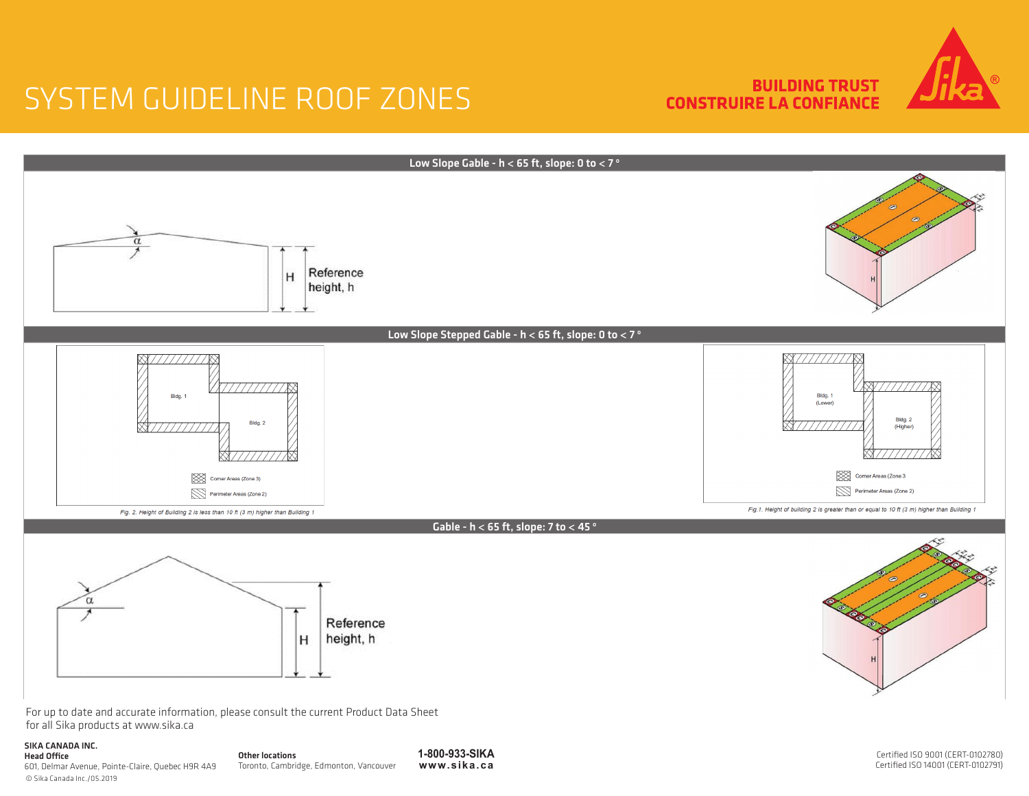# SYSTEM GUIDELINE ROOF ZONES

BUILDING TRUST
CONSTRUIRE LA CONFIANCE

## Low Slope Gable - h < 65 ft, slope: 0 to < 7 °

α

H

Reference height, h

## Low Slope Stepped Gable - h < 65 ft, slope: 0 to < 7 °

Bldg. 1

Bldg. 2

Corner Areas (Zone 3)

Perimeter Areas (Zone 2)

*Fig. 2. Height of Building 2 is less than 10 ft (3 m) higher than Building 1*

Bldg. 1 (Lower)

Bldg. 2 (Higher)

Corner Areas (Zone 3

Perimeter Areas (Zone 2)

*Fig.1. Height of building 2 is greater than or equal to 10 ft (3 m) higher than Building 1*

## Gable - h < 65 ft, slope: 7 to < 45 °

α

H

Reference height, h

For up to date and accurate information, please consult the current Product Data Sheet for all Sika products at www.sika.ca

**SIKA CANADA INC.**
**Head Office**
601, Delmar Avenue, Pointe-Claire, Quebec H9R 4A9
© Sika Canada Inc./05.2019

**Other locations**
Toronto, Cambridge, Edmonton, Vancouver

**1-800-933-SIKA**
**www.sika.ca**

Certified ISO 9001 (CERT-0102780)
Certified ISO 14001 (CERT-0102791)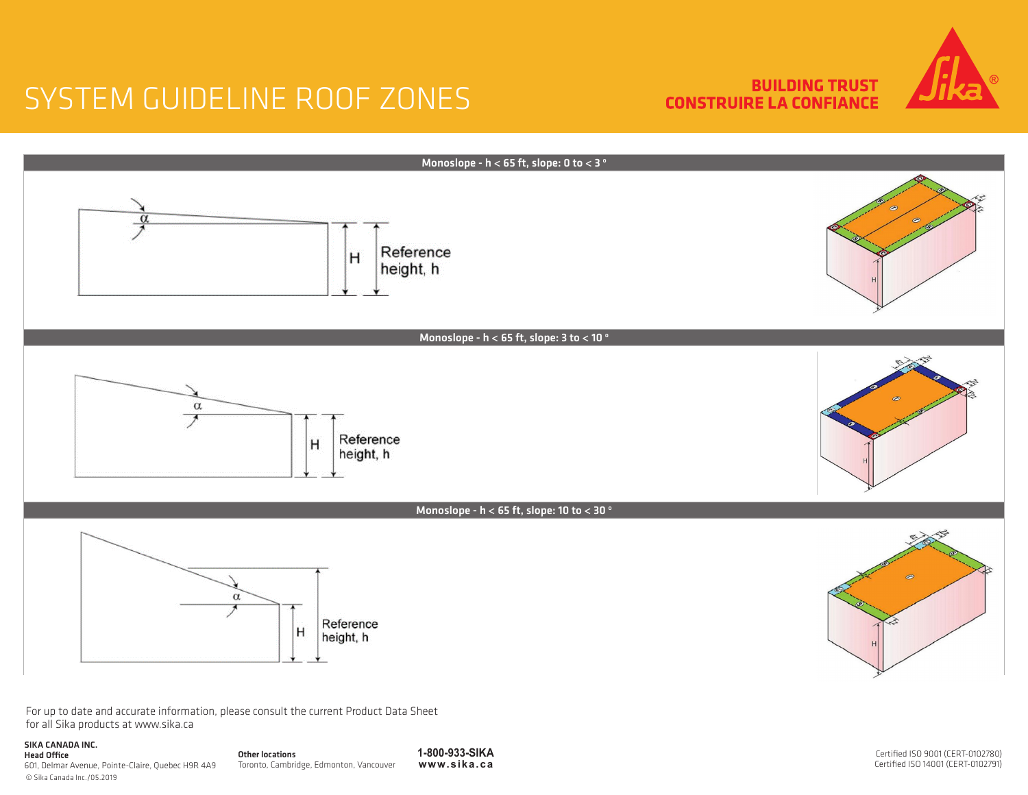# SYSTEM GUIDELINE ROOF ZONES

**BUILDING TRUST**
**CONSTRUIRE LA CONFIANCE**

**Monoslope - h < 65 ft, slope: 0 to < 3 °**

α

H

Reference height, h

**Monoslope - h < 65 ft, slope: 3 to < 10 °**

α

H

Reference height, h

**Monoslope - h < 65 ft, slope: 10 to < 30 °**

α

H

Reference height, h

For up to date and accurate information, please consult the current Product Data Sheet for all Sika products at www.sika.ca

**SIKA CANADA INC.**
**Head Office**
601, Delmar Avenue, Pointe-Claire, Quebec H9R 4A9
© Sika Canada Inc./05.2019

**Other locations**
Toronto, Cambridge, Edmonton, Vancouver

**1-800-933-SIKA**
**www.sika.ca**

Certified ISO 9001 (CERT-0102780)
Certified ISO 14001 (CERT-0102791)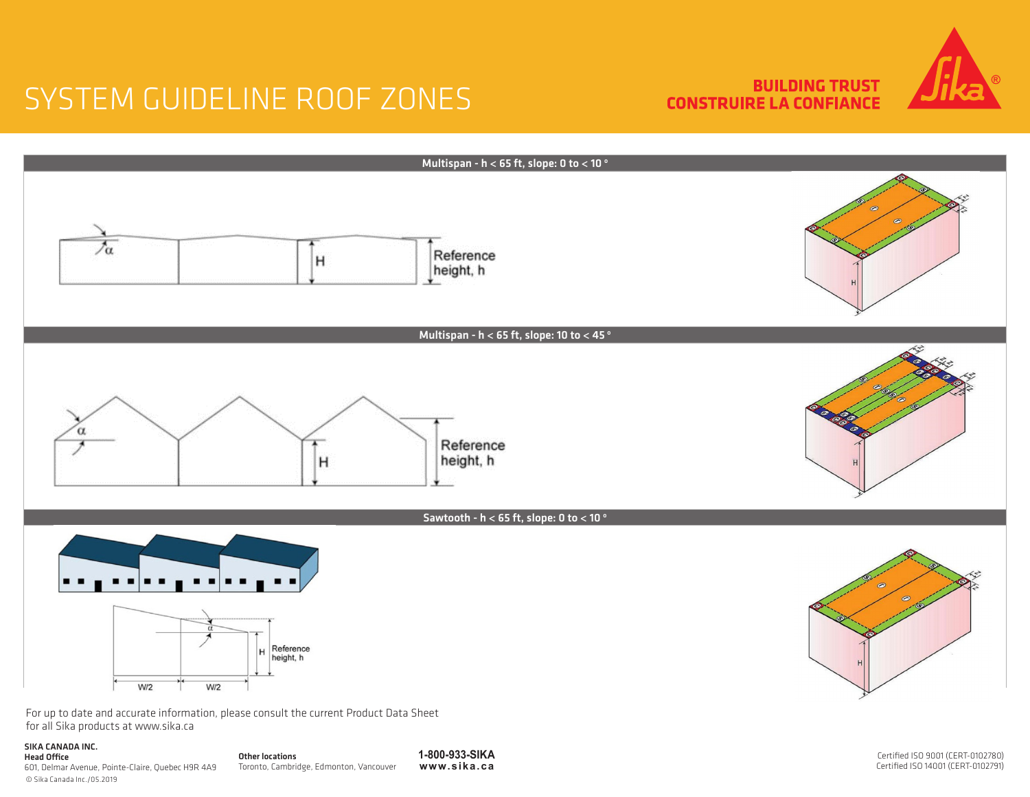# SYSTEM GUIDELINE ROOF ZONES

BUILDING TRUST
CONSTRUIRE LA CONFIANCE

## Multispan - h < 65 ft, slope: 0 to < 10 °

α

H

Reference height, h

## Multispan - h < 65 ft, slope: 10 to < 45 °

α

H

Reference height, h

## Sawtooth - h < 65 ft, slope: 0 to < 10 °

α

H

Reference height, h

W/2 W/2

For up to date and accurate information, please consult the current Product Data Sheet for all Sika products at www.sika.ca

**SIKA CANADA INC.**
**Head Office**
601, Delmar Avenue, Pointe-Claire, Quebec H9R 4A9
© Sika Canada Inc./05.2019

**Other locations**
Toronto, Cambridge, Edmonton, Vancouver

**1-800-933-SIKA**
**www.sika.ca**

Certified ISO 9001 (CERT-0102780)
Certified ISO 14001 (CERT-0102791)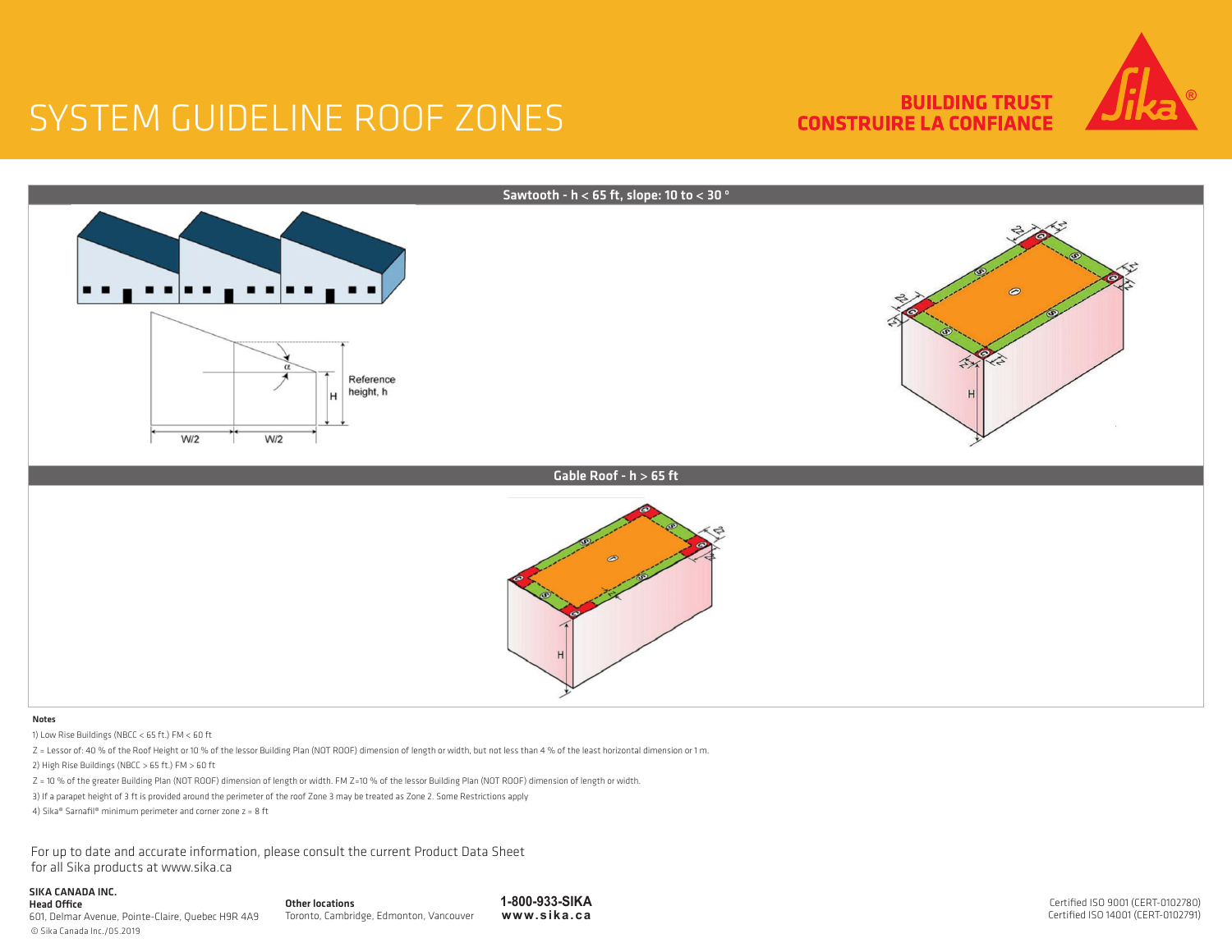# SYSTEM GUIDELINE ROOF ZONES

BUILDING TRUST
CONSTRUIRE LA CONFIANCE

## Sawtooth - h < 65 ft, slope: 10 to < 30 °

Reference height, h

H

W/2

W/2

α

## Gable Roof - h > 65 ft

H

**Notes**

1) Low Rise Buildings (NBCC < 65 ft.) FM < 60 ft

Z = Lessor of: 40 % of the Roof Height or 10 % of the lessor Building Plan (NOT ROOF) dimension of length or width, but not less than 4 % of the least horizontal dimension or 1 m.

2) High Rise Buildings (NBCC > 65 ft.) FM > 60 ft

Z = 10 % of the greater Building Plan (NOT ROOF) dimension of length or width. FM Z=10 % of the lessor Building Plan (NOT ROOF) dimension of length or width.

3) If a parapet height of 3 ft is provided around the perimeter of the roof Zone 3 may be treated as Zone 2. Some Restrictions apply

4) Sika® Sarnafil® minimum perimeter and corner zone z = 8 ft

For up to date and accurate information, please consult the current Product Data Sheet for all Sika products at www.sika.ca

**SIKA CANADA INC.**
**Head Office**
601, Delmar Avenue, Pointe-Claire, Quebec H9R 4A9
© Sika Canada Inc./05.2019

**Other locations**
Toronto, Cambridge, Edmonton, Vancouver

**1-800-933-SIKA**
**www.sika.ca**

Certified ISO 9001 (CERT-0102780)
Certified ISO 14001 (CERT-0102791)